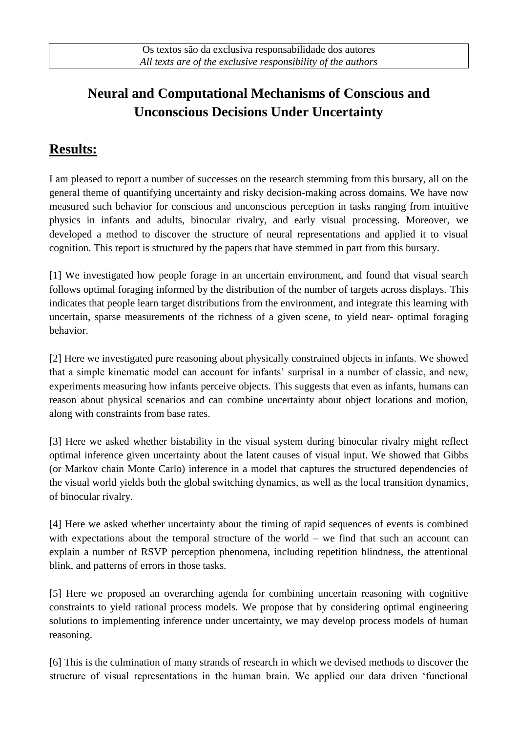Os textos são da exclusiva responsabilidade dos autores
*All texts are of the exclusive responsibility of the authors*

# Neural and Computational Mechanisms of Conscious and Unconscious Decisions Under Uncertainty

## Results:

I am pleased to report a number of successes on the research stemming from this bursary, all on the general theme of quantifying uncertainty and risky decision-making across domains. We have now measured such behavior for conscious and unconscious perception in tasks ranging from intuitive physics in infants and adults, binocular rivalry, and early visual processing. Moreover, we developed a method to discover the structure of neural representations and applied it to visual cognition. This report is structured by the papers that have stemmed in part from this bursary.

[1] We investigated how people forage in an uncertain environment, and found that visual search follows optimal foraging informed by the distribution of the number of targets across displays. This indicates that people learn target distributions from the environment, and integrate this learning with uncertain, sparse measurements of the richness of a given scene, to yield near- optimal foraging behavior.

[2] Here we investigated pure reasoning about physically constrained objects in infants. We showed that a simple kinematic model can account for infants' surprisal in a number of classic, and new, experiments measuring how infants perceive objects. This suggests that even as infants, humans can reason about physical scenarios and can combine uncertainty about object locations and motion, along with constraints from base rates.

[3] Here we asked whether bistability in the visual system during binocular rivalry might reflect optimal inference given uncertainty about the latent causes of visual input. We showed that Gibbs (or Markov chain Monte Carlo) inference in a model that captures the structured dependencies of the visual world yields both the global switching dynamics, as well as the local transition dynamics, of binocular rivalry.

[4] Here we asked whether uncertainty about the timing of rapid sequences of events is combined with expectations about the temporal structure of the world – we find that such an account can explain a number of RSVP perception phenomena, including repetition blindness, the attentional blink, and patterns of errors in those tasks.

[5] Here we proposed an overarching agenda for combining uncertain reasoning with cognitive constraints to yield rational process models. We propose that by considering optimal engineering solutions to implementing inference under uncertainty, we may develop process models of human reasoning.

[6] This is the culmination of many strands of research in which we devised methods to discover the structure of visual representations in the human brain. We applied our data driven 'functional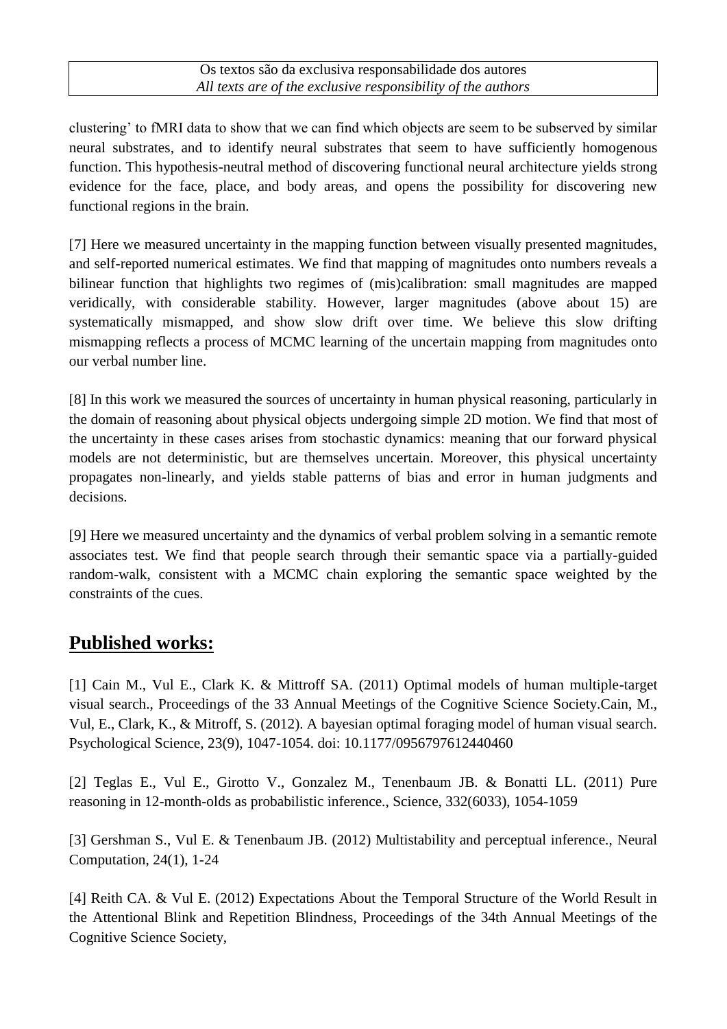clustering' to fMRI data to show that we can find which objects are seem to be subserved by similar neural substrates, and to identify neural substrates that seem to have sufficiently homogenous function. This hypothesis-neutral method of discovering functional neural architecture yields strong evidence for the face, place, and body areas, and opens the possibility for discovering new functional regions in the brain.

[7] Here we measured uncertainty in the mapping function between visually presented magnitudes, and self-reported numerical estimates. We find that mapping of magnitudes onto numbers reveals a bilinear function that highlights two regimes of (mis)calibration: small magnitudes are mapped veridically, with considerable stability. However, larger magnitudes (above about 15) are systematically mismapped, and show slow drift over time. We believe this slow drifting mismapping reflects a process of MCMC learning of the uncertain mapping from magnitudes onto our verbal number line.

[8] In this work we measured the sources of uncertainty in human physical reasoning, particularly in the domain of reasoning about physical objects undergoing simple 2D motion. We find that most of the uncertainty in these cases arises from stochastic dynamics: meaning that our forward physical models are not deterministic, but are themselves uncertain. Moreover, this physical uncertainty propagates non-linearly, and yields stable patterns of bias and error in human judgments and decisions.

[9] Here we measured uncertainty and the dynamics of verbal problem solving in a semantic remote associates test. We find that people search through their semantic space via a partially-guided random-walk, consistent with a MCMC chain exploring the semantic space weighted by the constraints of the cues.

## Published works:

[1] Cain M., Vul E., Clark K. & Mittroff SA. (2011) Optimal models of human multiple-target visual search., Proceedings of the 33 Annual Meetings of the Cognitive Science Society.Cain, M., Vul, E., Clark, K., & Mitroff, S. (2012). A bayesian optimal foraging model of human visual search. Psychological Science, 23(9), 1047-1054. doi: 10.1177/0956797612440460

[2] Teglas E., Vul E., Girotto V., Gonzalez M., Tenenbaum JB. & Bonatti LL. (2011) Pure reasoning in 12-month-olds as probabilistic inference., Science, 332(6033), 1054-1059

[3] Gershman S., Vul E. & Tenenbaum JB. (2012) Multistability and perceptual inference., Neural Computation, 24(1), 1-24

[4] Reith CA. & Vul E. (2012) Expectations About the Temporal Structure of the World Result in the Attentional Blink and Repetition Blindness, Proceedings of the 34th Annual Meetings of the Cognitive Science Society,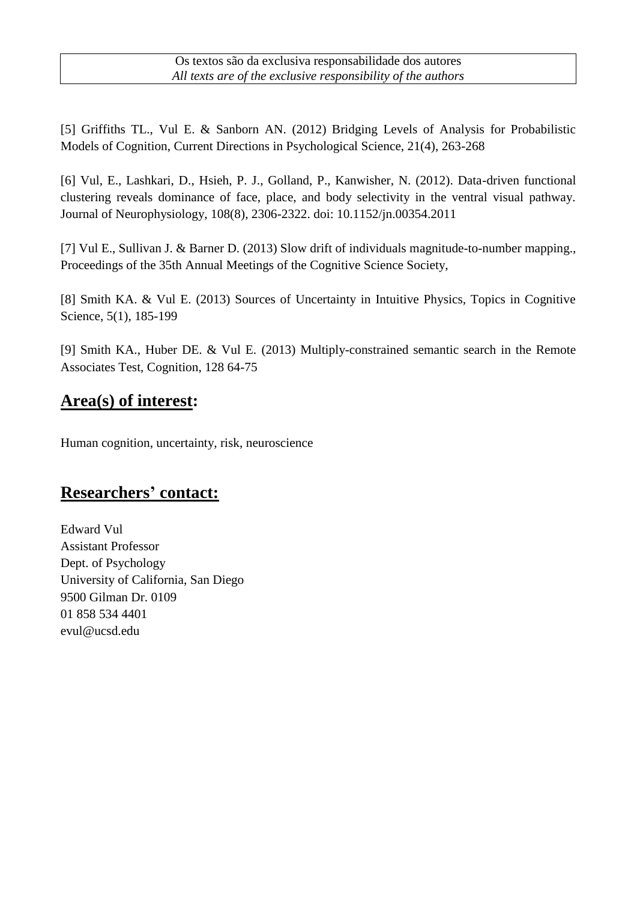[5] Griffiths TL., Vul E. & Sanborn AN. (2012) Bridging Levels of Analysis for Probabilistic Models of Cognition, Current Directions in Psychological Science, 21(4), 263-268

[6] Vul, E., Lashkari, D., Hsieh, P. J., Golland, P., Kanwisher, N. (2012). Data-driven functional clustering reveals dominance of face, place, and body selectivity in the ventral visual pathway. Journal of Neurophysiology, 108(8), 2306-2322. doi: 10.1152/jn.00354.2011

[7] Vul E., Sullivan J. & Barner D. (2013) Slow drift of individuals magnitude-to-number mapping., Proceedings of the 35th Annual Meetings of the Cognitive Science Society,

[8] Smith KA. & Vul E. (2013) Sources of Uncertainty in Intuitive Physics, Topics in Cognitive Science, 5(1), 185-199

[9] Smith KA., Huber DE. & Vul E. (2013) Multiply-constrained semantic search in the Remote Associates Test, Cognition, 128 64-75

## **Area(s) of interest:**

Human cognition, uncertainty, risk, neuroscience

## **Researchers' contact:**

Edward Vul
Assistant Professor
Dept. of Psychology
University of California, San Diego
9500 Gilman Dr. 0109
01 858 534 4401
evul@ucsd.edu